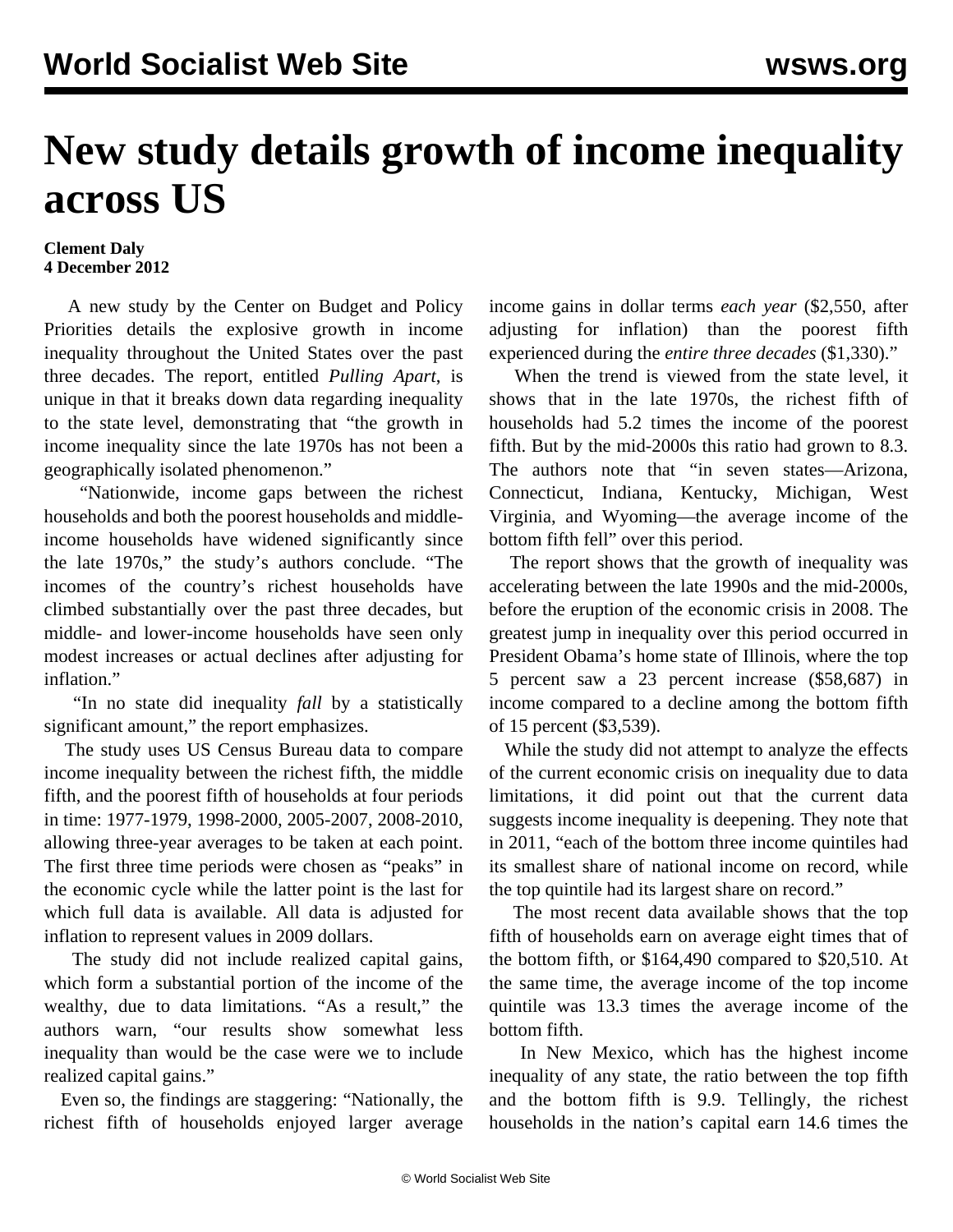# New study details growth of income inequality across US

**Clement Daly**
**4 December 2012**

A new study by the Center on Budget and Policy Priorities details the explosive growth in income inequality throughout the United States over the past three decades. The report, entitled *Pulling Apart*, is unique in that it breaks down data regarding inequality to the state level, demonstrating that "the growth in income inequality since the late 1970s has not been a geographically isolated phenomenon."

"Nationwide, income gaps between the richest households and both the poorest households and middle-income households have widened significantly since the late 1970s," the study's authors conclude. "The incomes of the country's richest households have climbed substantially over the past three decades, but middle- and lower-income households have seen only modest increases or actual declines after adjusting for inflation."

"In no state did inequality *fall* by a statistically significant amount," the report emphasizes.

The study uses US Census Bureau data to compare income inequality between the richest fifth, the middle fifth, and the poorest fifth of households at four periods in time: 1977-1979, 1998-2000, 2005-2007, 2008-2010, allowing three-year averages to be taken at each point. The first three time periods were chosen as "peaks" in the economic cycle while the latter point is the last for which full data is available. All data is adjusted for inflation to represent values in 2009 dollars.

The study did not include realized capital gains, which form a substantial portion of the income of the wealthy, due to data limitations. "As a result," the authors warn, "our results show somewhat less inequality than would be the case were we to include realized capital gains."

Even so, the findings are staggering: "Nationally, the richest fifth of households enjoyed larger average income gains in dollar terms *each year* ($2,550, after adjusting for inflation) than the poorest fifth experienced during the *entire three decades* ($1,330)."

When the trend is viewed from the state level, it shows that in the late 1970s, the richest fifth of households had 5.2 times the income of the poorest fifth. But by the mid-2000s this ratio had grown to 8.3. The authors note that "in seven states—Arizona, Connecticut, Indiana, Kentucky, Michigan, West Virginia, and Wyoming—the average income of the bottom fifth fell" over this period.

The report shows that the growth of inequality was accelerating between the late 1990s and the mid-2000s, before the eruption of the economic crisis in 2008. The greatest jump in inequality over this period occurred in President Obama's home state of Illinois, where the top 5 percent saw a 23 percent increase ($58,687) in income compared to a decline among the bottom fifth of 15 percent ($3,539).

While the study did not attempt to analyze the effects of the current economic crisis on inequality due to data limitations, it did point out that the current data suggests income inequality is deepening. They note that in 2011, "each of the bottom three income quintiles had its smallest share of national income on record, while the top quintile had its largest share on record."

The most recent data available shows that the top fifth of households earn on average eight times that of the bottom fifth, or $164,490 compared to $20,510. At the same time, the average income of the top income quintile was 13.3 times the average income of the bottom fifth.

In New Mexico, which has the highest income inequality of any state, the ratio between the top fifth and the bottom fifth is 9.9. Tellingly, the richest households in the nation's capital earn 14.6 times the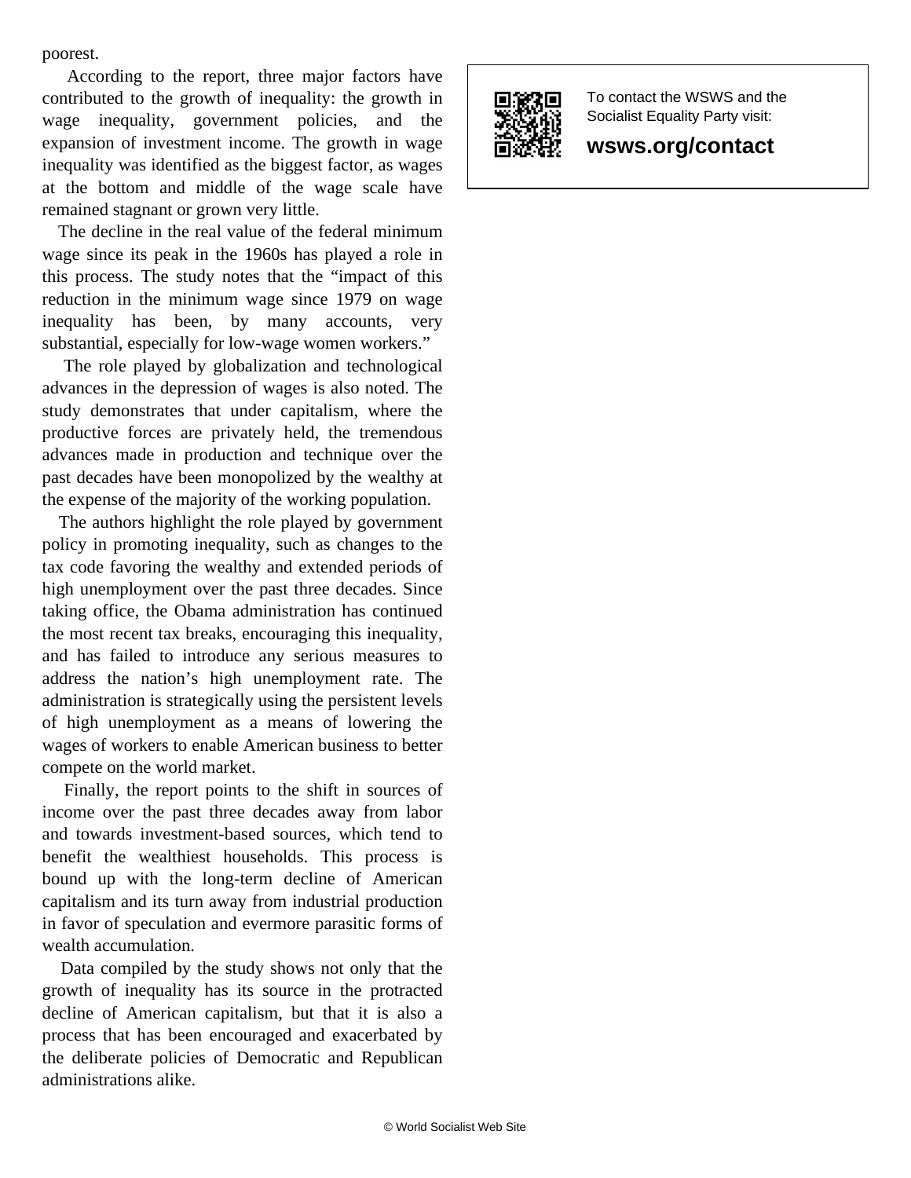poorest.

According to the report, three major factors have contributed to the growth of inequality: the growth in wage inequality, government policies, and the expansion of investment income. The growth in wage inequality was identified as the biggest factor, as wages at the bottom and middle of the wage scale have remained stagnant or grown very little.

The decline in the real value of the federal minimum wage since its peak in the 1960s has played a role in this process. The study notes that the "impact of this reduction in the minimum wage since 1979 on wage inequality has been, by many accounts, very substantial, especially for low-wage women workers."

The role played by globalization and technological advances in the depression of wages is also noted. The study demonstrates that under capitalism, where the productive forces are privately held, the tremendous advances made in production and technique over the past decades have been monopolized by the wealthy at the expense of the majority of the working population.

The authors highlight the role played by government policy in promoting inequality, such as changes to the tax code favoring the wealthy and extended periods of high unemployment over the past three decades. Since taking office, the Obama administration has continued the most recent tax breaks, encouraging this inequality, and has failed to introduce any serious measures to address the nation's high unemployment rate. The administration is strategically using the persistent levels of high unemployment as a means of lowering the wages of workers to enable American business to better compete on the world market.

Finally, the report points to the shift in sources of income over the past three decades away from labor and towards investment-based sources, which tend to benefit the wealthiest households. This process is bound up with the long-term decline of American capitalism and its turn away from industrial production in favor of speculation and evermore parasitic forms of wealth accumulation.

Data compiled by the study shows not only that the growth of inequality has its source in the protracted decline of American capitalism, but that it is also a process that has been encouraged and exacerbated by the deliberate policies of Democratic and Republican administrations alike.

To contact the WSWS and the Socialist Equality Party visit:

**wsws.org/contact**